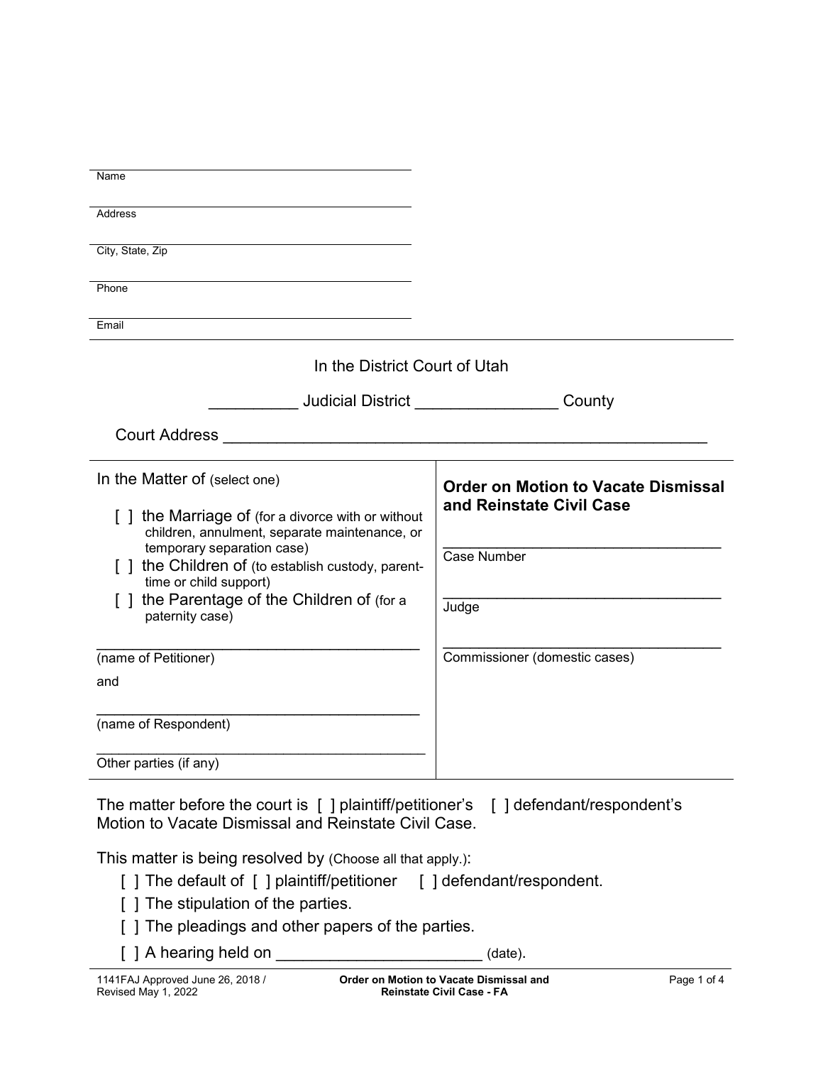________________________________________
Name

________________________________________
Address

________________________________________
City, State, Zip

________________________________________
Phone

________________________________________
Email

In the District Court of Utah

__________ Judicial District ________________ County

Court Address ______________________________________________________

| In the Matter of (select one)<br><br>[ ] the Marriage of (for a divorce with or without children, annulment, separate maintenance, or temporary separation case)<br>[ ] the Children of (to establish custody, parent-time or child support)<br>[ ] the Parentage of the Children of (for a paternity case)<br><br>______________________________________<br>(name of Petitioner)<br><br>and<br><br>______________________________________<br>(name of Respondent)<br><br>______________________________________<br>Other parties (if any) | **Order on Motion to Vacate Dismissal and Reinstate Civil Case**<br><br>________________________________<br>Case Number<br><br>________________________________<br>Judge<br><br>________________________________<br>Commissioner (domestic cases) |
|---|---|

The matter before the court is [ ] plaintiff/petitioner's [ ] defendant/respondent's Motion to Vacate Dismissal and Reinstate Civil Case.

This matter is being resolved by (Choose all that apply.):

- [ ] The default of [ ] plaintiff/petitioner [ ] defendant/respondent.
- [ ] The stipulation of the parties.
- [ ] The pleadings and other papers of the parties.
- [ ] A hearing held on _______________________ (date).

1141FAJ Approved June 26, 2018 / Revised May 1, 2022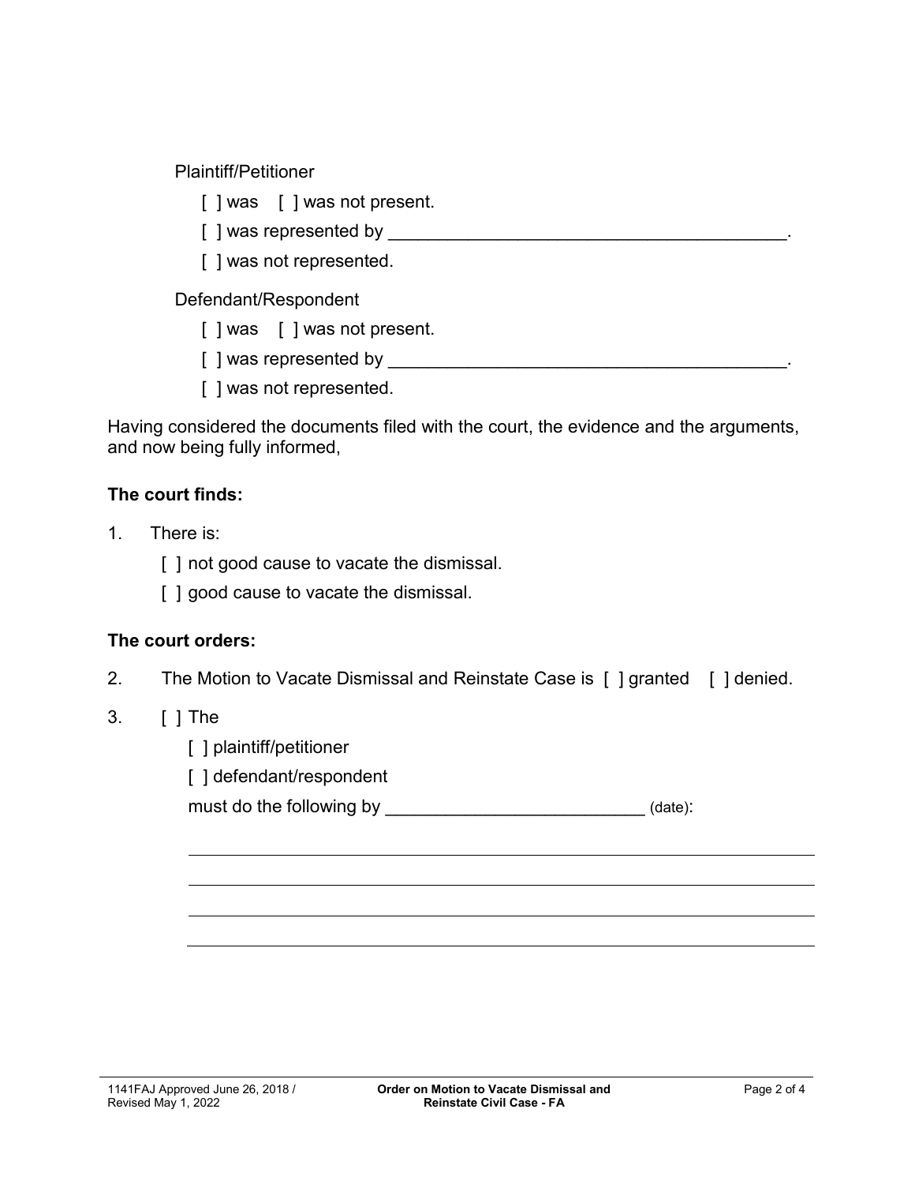Plaintiff/Petitioner

[ ] was [ ] was not present.

[ ] was represented by ________________________________________.

[ ] was not represented.

Defendant/Respondent

[ ] was [ ] was not present.

[ ] was represented by ________________________________________.

[ ] was not represented.

Having considered the documents filed with the court, the evidence and the arguments, and now being fully informed,

**The court finds:**

1. There is:

   [ ] not good cause to vacate the dismissal.

   [ ] good cause to vacate the dismissal.

**The court orders:**

2. The Motion to Vacate Dismissal and Reinstate Case is [ ] granted [ ] denied.

3. [ ] The

   [ ] plaintiff/petitioner

   [ ] defendant/respondent

   must do the following by __________________________ (date):

   ________________________________________________________________

   ________________________________________________________________

   ________________________________________________________________

   ________________________________________________________________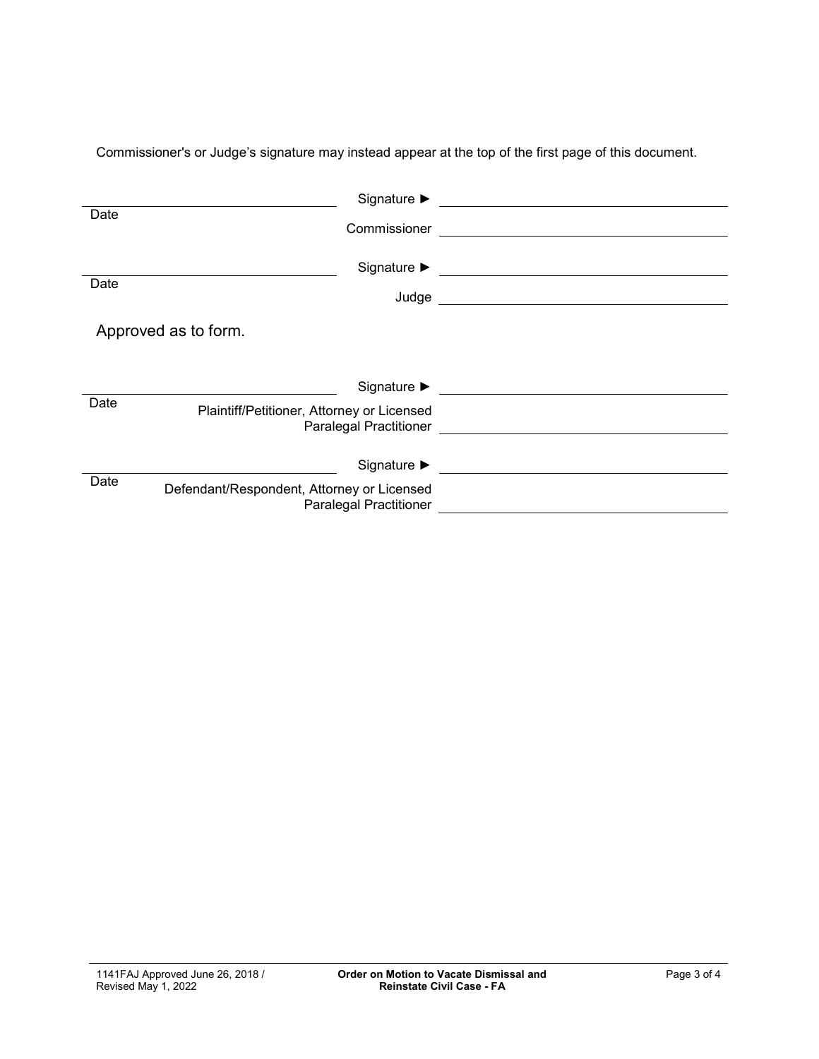Commissioner's or Judge's signature may instead appear at the top of the first page of this document.

| | | |
|---|---|---|
| ______________________ | Signature ► | ______________________ |
| Date | Commissioner | ______________________ |
| ______________________ | Signature ► | ______________________ |
| Date | Judge | ______________________ |

Approved as to form.

| | | |
|---|---|---|
| ______________________ | Signature ► | ______________________ |
| Date | Plaintiff/Petitioner, Attorney or Licensed Paralegal Practitioner | ______________________ |
| ______________________ | Signature ► | ______________________ |
| Date | Defendant/Respondent, Attorney or Licensed Paralegal Practitioner | ______________________ |

1141FAJ Approved June 26, 2018 / Revised May 1, 2022

**Order on Motion to Vacate Dismissal and Reinstate Civil Case - FA**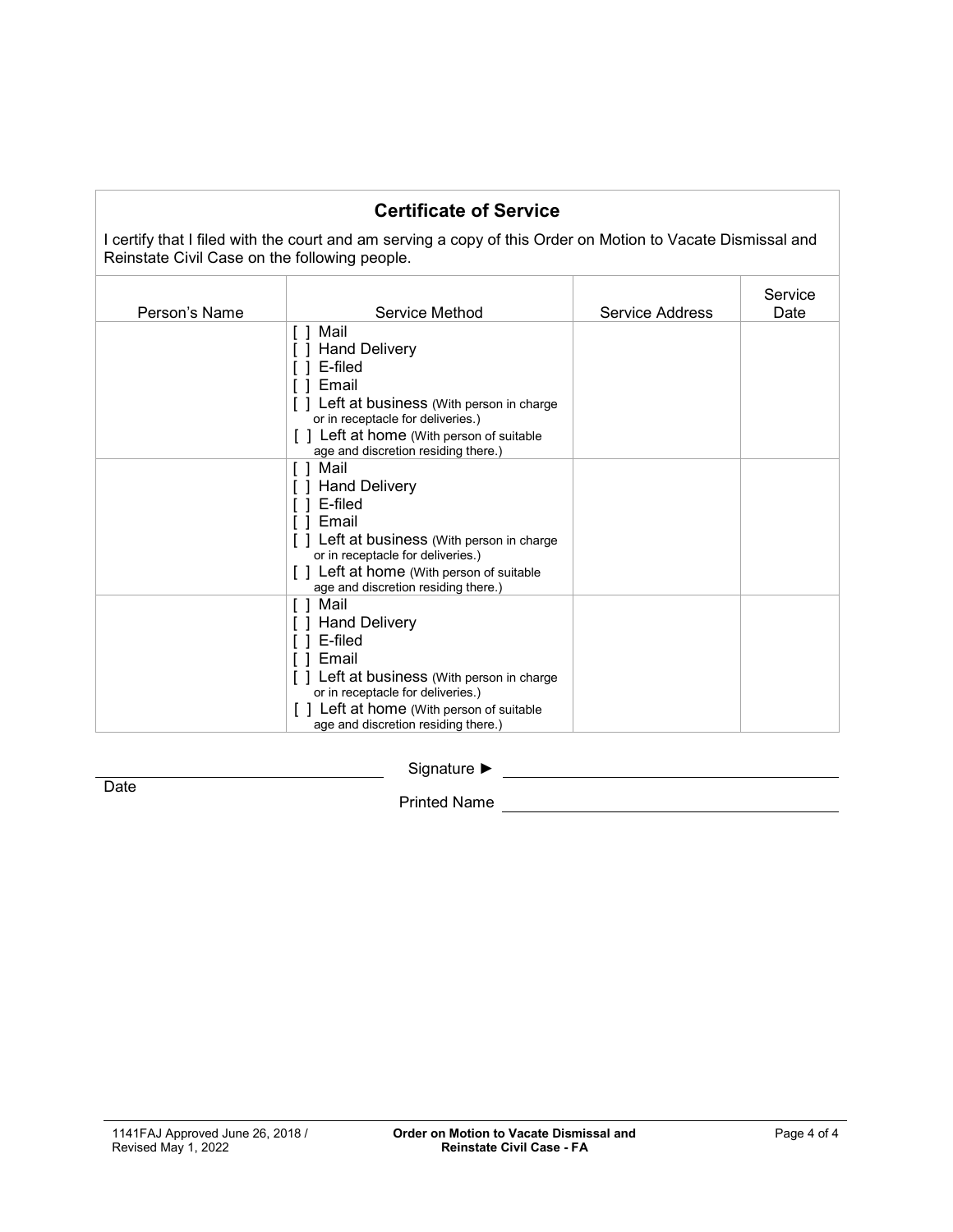## Certificate of Service

I certify that I filed with the court and am serving a copy of this Order on Motion to Vacate Dismissal and Reinstate Civil Case on the following people.

| Person's Name | Service Method | Service Address | Service Date |
|---|---|---|---|
| | [ ] Mail<br>[ ] Hand Delivery<br>[ ] E-filed<br>[ ] Email<br>[ ] Left at business (With person in charge or in receptacle for deliveries.)<br>[ ] Left at home (With person of suitable age and discretion residing there.) | | |
| | [ ] Mail<br>[ ] Hand Delivery<br>[ ] E-filed<br>[ ] Email<br>[ ] Left at business (With person in charge or in receptacle for deliveries.)<br>[ ] Left at home (With person of suitable age and discretion residing there.) | | |
| | [ ] Mail<br>[ ] Hand Delivery<br>[ ] E-filed<br>[ ] Email<br>[ ] Left at business (With person in charge or in receptacle for deliveries.)<br>[ ] Left at home (With person of suitable age and discretion residing there.) | | |

_______________________________ Signature ► _______________________________

Date

Printed Name _______________________________

1141FAJ Approved June 26, 2018 / Revised May 1, 2022

**Order on Motion to Vacate Dismissal and Reinstate Civil Case - FA**